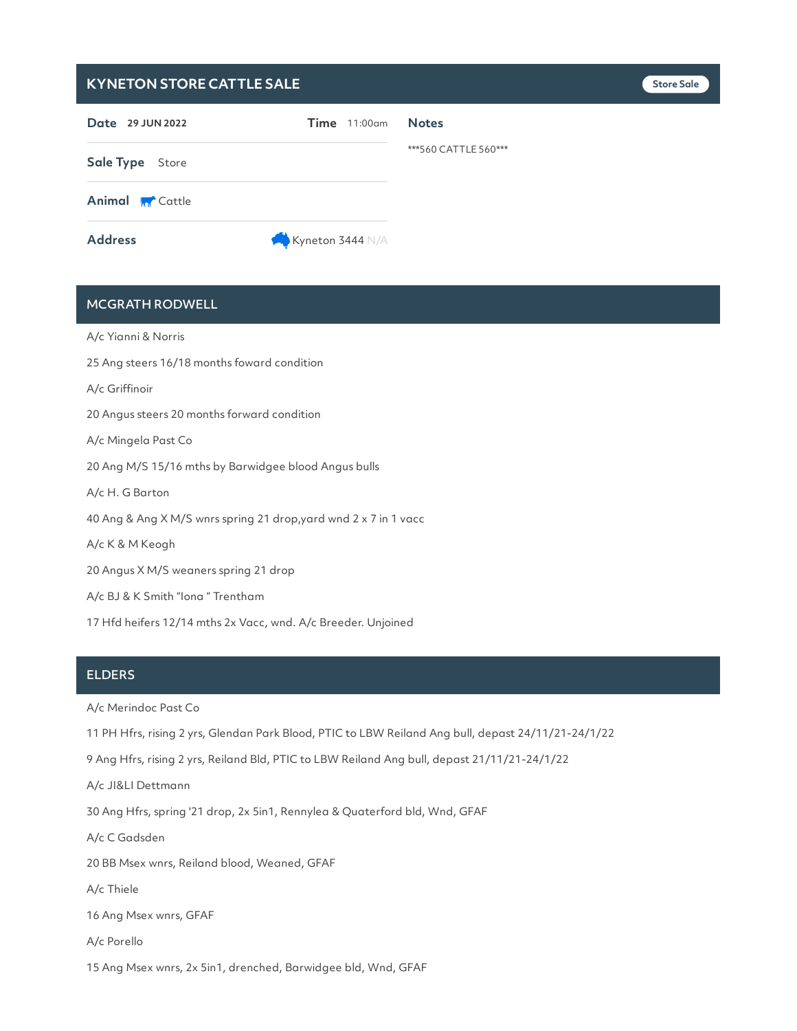# KYNETON STORE CATTLE SALE

Store Sale

**Date** 29 JUN 2022 **Time** 11:00am

**Sale Type** Store

**Animal** Cattle

**Address** Kyneton 3444 N/A

**Notes**

***560 CATTLE 560***

## MCGRATH RODWELL

A/c Yianni & Norris

25 Ang steers 16/18 months foward condition

A/c Griffinoir

20 Angus steers 20 months forward condition

A/c Mingela Past Co

20 Ang M/S 15/16 mths by Barwidgee blood Angus bulls

A/c H. G Barton

40 Ang & Ang X M/S wnrs spring 21 drop,yard wnd 2 x 7 in 1 vacc

A/c K & M Keogh

20 Angus X M/S weaners spring 21 drop

A/c BJ & K Smith "Iona " Trentham

17 Hfd heifers 12/14 mths 2x Vacc, wnd. A/c Breeder. Unjoined

## ELDERS

A/c Merindoc Past Co

11 PH Hfrs, rising 2 yrs, Glendan Park Blood, PTIC to LBW Reiland Ang bull, depast 24/11/21-24/1/22

9 Ang Hfrs, rising 2 yrs, Reiland Bld, PTIC to LBW Reiland Ang bull, depast 21/11/21-24/1/22

A/c JI&LI Dettmann

30 Ang Hfrs, spring '21 drop, 2x 5in1, Rennylea & Quaterford bld, Wnd, GFAF

A/c C Gadsden

20 BB Msex wnrs, Reiland blood, Weaned, GFAF

A/c Thiele

16 Ang Msex wnrs, GFAF

A/c Porello

15 Ang Msex wnrs, 2x 5in1, drenched, Barwidgee bld, Wnd, GFAF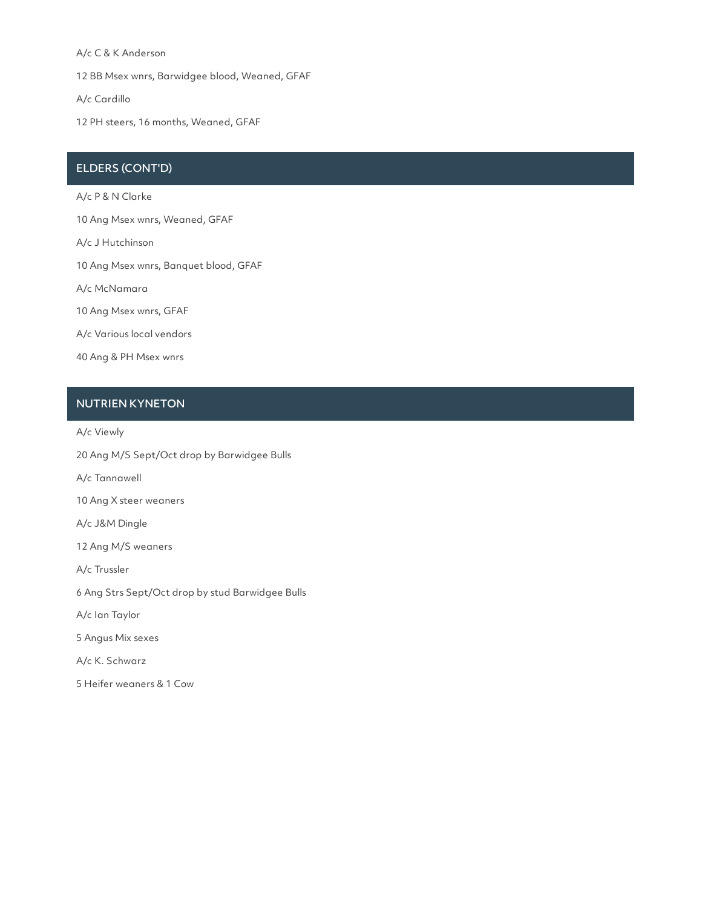A/c C & K Anderson

12 BB Msex wnrs, Barwidgee blood, Weaned, GFAF

A/c Cardillo

12 PH steers, 16 months, Weaned, GFAF

## ELDERS (CONT'D)

A/c P & N Clarke

10 Ang Msex wnrs, Weaned, GFAF

A/c J Hutchinson

10 Ang Msex wnrs, Banquet blood, GFAF

A/c McNamara

10 Ang Msex wnrs, GFAF

A/c Various local vendors

40 Ang & PH Msex wnrs

## NUTRIEN KYNETON

A/c Viewly

20 Ang M/S Sept/Oct drop by Barwidgee Bulls

A/c Tannawell

10 Ang X steer weaners

A/c J&M Dingle

12 Ang M/S weaners

A/c Trussler

6 Ang Strs Sept/Oct drop by stud Barwidgee Bulls

A/c Ian Taylor

5 Angus Mix sexes

A/c K. Schwarz

5 Heifer weaners & 1 Cow